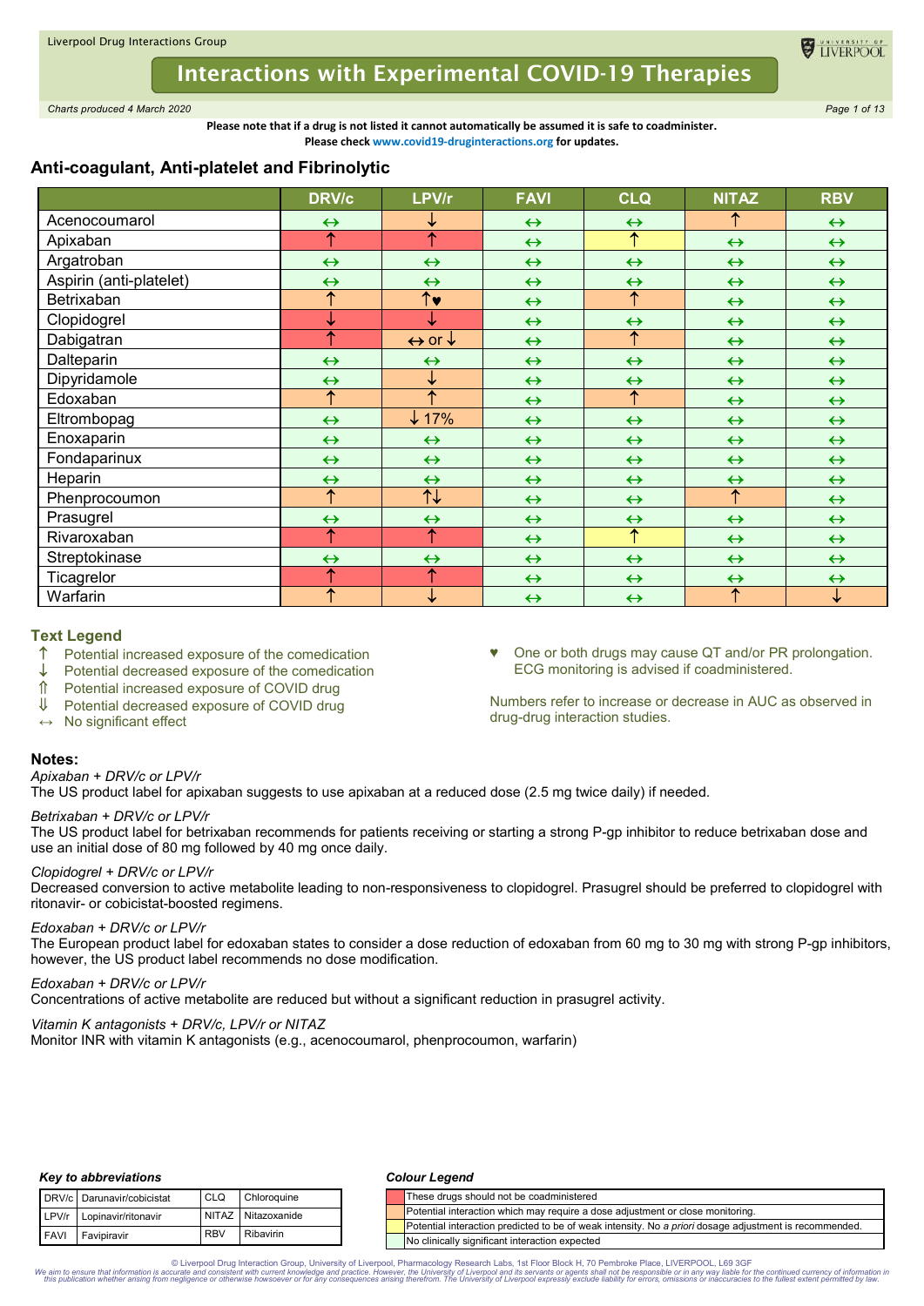Liverpool Drug Interactions Group

# Interactions with Experimental COVID-19 Therapies

*Charts produced 4 March 2020*

**Please note that if a drug is not listed it cannot automatically be assumed it is safe to coadminister.**
**Please check www.covid19-druginteractions.org for updates.**

## Anti-coagulant, Anti-platelet and Fibrinolytic

| | DRV/c | LPV/r | FAVI | CLQ | NITAZ | RBV |
|---|---|---|---|---|---|---|
| Acenocoumarol | ↔ | ↓ | ↔ | ↔ | ↑ | ↔ |
| Apixaban | ↑ | ↑ | ↔ | ↑ | ↔ | ↔ |
| Argatroban | ↔ | ↔ | ↔ | ↔ | ↔ | ↔ |
| Aspirin (anti-platelet) | ↔ | ↔ | ↔ | ↔ | ↔ | ↔ |
| Betrixaban | ↑ | ↑♥ | ↔ | ↑ | ↔ | ↔ |
| Clopidogrel | ↓ | ↓ | ↔ | ↔ | ↔ | ↔ |
| Dabigatran | ↑ | ↔ or ↓ | ↔ | ↑ | ↔ | ↔ |
| Dalteparin | ↔ | ↔ | ↔ | ↔ | ↔ | ↔ |
| Dipyridamole | ↔ | ↓ | ↔ | ↔ | ↔ | ↔ |
| Edoxaban | ↑ | ↑ | ↔ | ↑ | ↔ | ↔ |
| Eltrombopag | ↔ | ↓ 17% | ↔ | ↔ | ↔ | ↔ |
| Enoxaparin | ↔ | ↔ | ↔ | ↔ | ↔ | ↔ |
| Fondaparinux | ↔ | ↔ | ↔ | ↔ | ↔ | ↔ |
| Heparin | ↔ | ↔ | ↔ | ↔ | ↔ | ↔ |
| Phenprocoumon | ↑ | ↑↓ | ↔ | ↔ | ↑ | ↔ |
| Prasugrel | ↔ | ↔ | ↔ | ↔ | ↔ | ↔ |
| Rivaroxaban | ↑ | ↑ | ↔ | ↑ | ↔ | ↔ |
| Streptokinase | ↔ | ↔ | ↔ | ↔ | ↔ | ↔ |
| Ticagrelor | ↑ | ↑ | ↔ | ↔ | ↔ | ↔ |
| Warfarin | ↑ | ↓ | ↔ | ↔ | ↑ | ↓ |

### Text Legend

- ↑ Potential increased exposure of the comedication
- ↓ Potential decreased exposure of the comedication
- ⇑ Potential increased exposure of COVID drug
- ⇓ Potential decreased exposure of COVID drug
- ↔ No significant effect

♥ One or both drugs may cause QT and/or PR prolongation. ECG monitoring is advised if coadministered.

Numbers refer to increase or decrease in AUC as observed in drug-drug interaction studies.

### Notes:

*Apixaban + DRV/c or LPV/r*
The US product label for apixaban suggests to use apixaban at a reduced dose (2.5 mg twice daily) if needed.

*Betrixaban + DRV/c or LPV/r*
The US product label for betrixaban recommends for patients receiving or starting a strong P-gp inhibitor to reduce betrixaban dose and use an initial dose of 80 mg followed by 40 mg once daily.

*Clopidogrel + DRV/c or LPV/r*
Decreased conversion to active metabolite leading to non-responsiveness to clopidogrel. Prasugrel should be preferred to clopidogrel with ritonavir- or cobicistat-boosted regimens.

*Edoxaban + DRV/c or LPV/r*
The European product label for edoxaban states to consider a dose reduction of edoxaban from 60 mg to 30 mg with strong P-gp inhibitors, however, the US product label recommends no dose modification.

*Edoxaban + DRV/c or LPV/r*
Concentrations of active metabolite are reduced but without a significant reduction in prasugrel activity.

*Vitamin K antagonists + DRV/c, LPV/r or NITAZ*
Monitor INR with vitamin K antagonists (e.g., acenocoumarol, phenprocoumon, warfarin)

***Key to abbreviations***

| | | | |
|---|---|---|---|
| DRV/c | Darunavir/cobicistat | CLQ | Chloroquine |
| LPV/r | Lopinavir/ritonavir | NITAZ | Nitazoxanide |
| FAVI | Favipiravir | RBV | Ribavirin |

***Colour Legend***

| Colour | Meaning |
|---|---|
| Red | These drugs should not be coadministered |
| Orange | Potential interaction which may require a dose adjustment or close monitoring. |
| Yellow | Potential interaction predicted to be of weak intensity. No *a priori* dosage adjustment is recommended. |
| Green | No clinically significant interaction expected |

© Liverpool Drug Interaction Group, University of Liverpool, Pharmacology Research Labs, 1st Floor Block H, 70 Pembroke Place, LIVERPOOL, L69 3GF

*We aim to ensure that information is accurate and consistent with current knowledge and practice. However, the University of Liverpool and its servants or agents shall not be responsible or in any way liable for the continued currency of information in this publication whether arising from negligence or otherwise howsoever or for any consequences arising therefrom. The University of Liverpool expressly exclude liability for errors, omissions or inaccuracies to the fullest extent permitted by law.*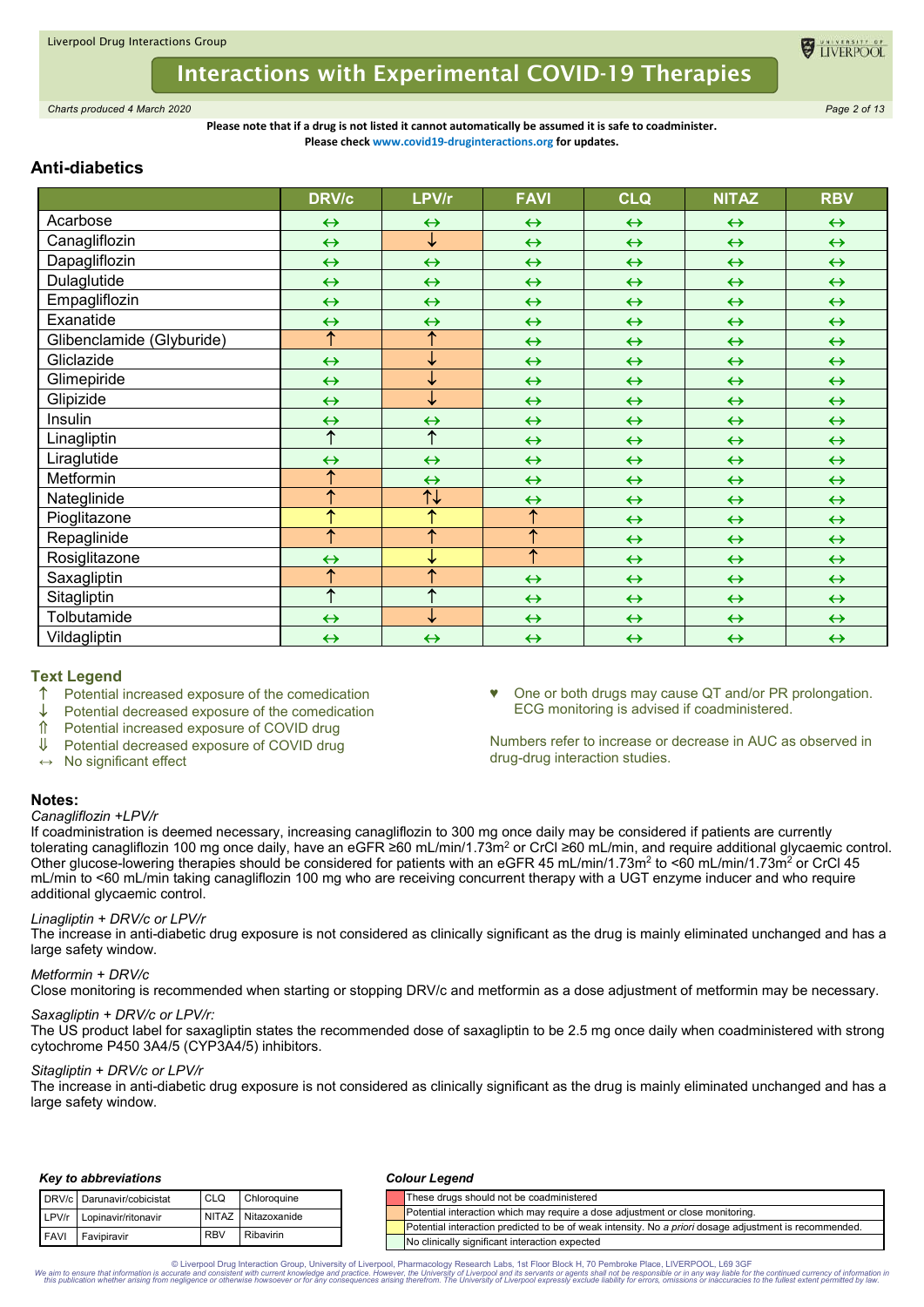Please note that if a drug is not listed it cannot automatically be assumed it is safe to coadminister.
Please check www.covid19-druginteractions.org for updates.

## Anti-diabetics

| | DRV/c | LPV/r | FAVI | CLQ | NITAZ | RBV |
|---|---|---|---|---|---|---|
| Acarbose | ↔ | ↔ | ↔ | ↔ | ↔ | ↔ |
| Canagliflozin | ↔ | ↓ | ↔ | ↔ | ↔ | ↔ |
| Dapagliflozin | ↔ | ↔ | ↔ | ↔ | ↔ | ↔ |
| Dulaglutide | ↔ | ↔ | ↔ | ↔ | ↔ | ↔ |
| Empagliflozin | ↔ | ↔ | ↔ | ↔ | ↔ | ↔ |
| Exanatide | ↔ | ↔ | ↔ | ↔ | ↔ | ↔ |
| Glibenclamide (Glyburide) | ↑ | ↑ | ↔ | ↔ | ↔ | ↔ |
| Gliclazide | ↔ | ↓ | ↔ | ↔ | ↔ | ↔ |
| Glimepiride | ↔ | ↓ | ↔ | ↔ | ↔ | ↔ |
| Glipizide | ↔ | ↓ | ↔ | ↔ | ↔ | ↔ |
| Insulin | ↔ | ↔ | ↔ | ↔ | ↔ | ↔ |
| Linagliptin | ↑ | ↑ | ↔ | ↔ | ↔ | ↔ |
| Liraglutide | ↔ | ↔ | ↔ | ↔ | ↔ | ↔ |
| Metformin | ↑ | ↔ | ↔ | ↔ | ↔ | ↔ |
| Nateglinide | ↑ | ↑↓ | ↔ | ↔ | ↔ | ↔ |
| Pioglitazone | ↑ | ↑ | ↑ | ↔ | ↔ | ↔ |
| Repaglinide | ↑ | ↑ | ↑ | ↔ | ↔ | ↔ |
| Rosiglitazone | ↔ | ↓ | ↑ | ↔ | ↔ | ↔ |
| Saxagliptin | ↑ | ↑ | ↔ | ↔ | ↔ | ↔ |
| Sitagliptin | ↑ | ↑ | ↔ | ↔ | ↔ | ↔ |
| Tolbutamide | ↔ | ↓ | ↔ | ↔ | ↔ | ↔ |
| Vildagliptin | ↔ | ↔ | ↔ | ↔ | ↔ | ↔ |

### Text Legend

- ↑ Potential increased exposure of the comedication
- ↓ Potential decreased exposure of the comedication
- ⇑ Potential increased exposure of COVID drug
- ⇓ Potential decreased exposure of COVID drug
- ↔ No significant effect

♥ One or both drugs may cause QT and/or PR prolongation. ECG monitoring is advised if coadministered.

Numbers refer to increase or decrease in AUC as observed in drug-drug interaction studies.

### Notes:

*Canagliflozin +LPV/r*
If coadministration is deemed necessary, increasing canagliflozin to 300 mg once daily may be considered if patients are currently tolerating canagliflozin 100 mg once daily, have an eGFR ≥60 mL/min/1.73m$^2$ or CrCl ≥60 mL/min, and require additional glycaemic control. Other glucose-lowering therapies should be considered for patients with an eGFR 45 mL/min/1.73m$^2$ to <60 mL/min/1.73m$^2$ or CrCl 45 mL/min to <60 mL/min taking canagliflozin 100 mg who are receiving concurrent therapy with a UGT enzyme inducer and who require additional glycaemic control.

*Linagliptin + DRV/c or LPV/r*
The increase in anti-diabetic drug exposure is not considered as clinically significant as the drug is mainly eliminated unchanged and has a large safety window.

*Metformin + DRV/c*
Close monitoring is recommended when starting or stopping DRV/c and metformin as a dose adjustment of metformin may be necessary.

*Saxagliptin + DRV/c or LPV/r:*
The US product label for saxagliptin states the recommended dose of saxagliptin to be 2.5 mg once daily when coadministered with strong cytochrome P450 3A4/5 (CYP3A4/5) inhibitors.

*Sitagliptin + DRV/c or LPV/r*
The increase in anti-diabetic drug exposure is not considered as clinically significant as the drug is mainly eliminated unchanged and has a large safety window.

*Key to abbreviations*

| | | | |
|---|---|---|---|
| DRV/c | Darunavir/cobicistat | CLQ | Chloroquine |
| LPV/r | Lopinavir/ritonavir | NITAZ | Nitazoxanide |
| FAVI | Favipiravir | RBV | Ribavirin |

*Colour Legend*

- Red: These drugs should not be coadministered
- Orange: Potential interaction which may require a dose adjustment or close monitoring.
- Yellow: Potential interaction predicted to be of weak intensity. No *a priori* dosage adjustment is recommended.
- Green: No clinically significant interaction expected

© Liverpool Drug Interaction Group, University of Liverpool, Pharmacology Research Labs, 1st Floor Block H, 70 Pembroke Place, LIVERPOOL, L69 3GF
*We aim to ensure that information is accurate and consistent with current knowledge and practice. However, the University of Liverpool and its servants or agents shall not be responsible or in any way liable for the continued currency of information in this publication whether arising from negligence or otherwise howsoever or for any consequences arising therefrom. The University of Liverpool expressly exclude liability for errors, omissions or inaccuracies to the fullest extent permitted by law.*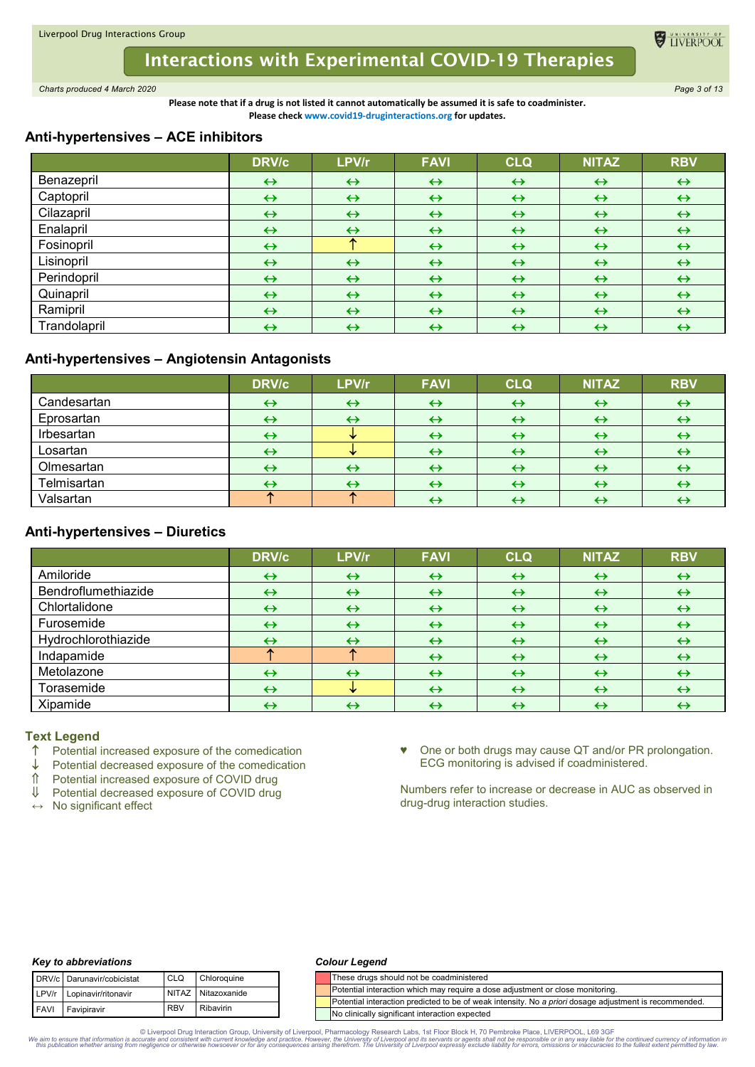**Please note that if a drug is not listed it cannot automatically be assumed it is safe to coadminister. Please check www.covid19-druginteractions.org for updates.**

## Anti-hypertensives – ACE inhibitors

| | DRV/c | LPV/r | FAVI | CLQ | NITAZ | RBV |
|---|---|---|---|---|---|---|
| Benazepril | ↔ | ↔ | ↔ | ↔ | ↔ | ↔ |
| Captopril | ↔ | ↔ | ↔ | ↔ | ↔ | ↔ |
| Cilazapril | ↔ | ↔ | ↔ | ↔ | ↔ | ↔ |
| Enalapril | ↔ | ↔ | ↔ | ↔ | ↔ | ↔ |
| Fosinopril | ↔ | ↑ | ↔ | ↔ | ↔ | ↔ |
| Lisinopril | ↔ | ↔ | ↔ | ↔ | ↔ | ↔ |
| Perindopril | ↔ | ↔ | ↔ | ↔ | ↔ | ↔ |
| Quinapril | ↔ | ↔ | ↔ | ↔ | ↔ | ↔ |
| Ramipril | ↔ | ↔ | ↔ | ↔ | ↔ | ↔ |
| Trandolapril | ↔ | ↔ | ↔ | ↔ | ↔ | ↔ |

## Anti-hypertensives – Angiotensin Antagonists

| | DRV/c | LPV/r | FAVI | CLQ | NITAZ | RBV |
|---|---|---|---|---|---|---|
| Candesartan | ↔ | ↔ | ↔ | ↔ | ↔ | ↔ |
| Eprosartan | ↔ | ↔ | ↔ | ↔ | ↔ | ↔ |
| Irbesartan | ↔ | ↓ | ↔ | ↔ | ↔ | ↔ |
| Losartan | ↔ | ↓ | ↔ | ↔ | ↔ | ↔ |
| Olmesartan | ↔ | ↔ | ↔ | ↔ | ↔ | ↔ |
| Telmisartan | ↔ | ↔ | ↔ | ↔ | ↔ | ↔ |
| Valsartan | ↑ | ↑ | ↔ | ↔ | ↔ | ↔ |

## Anti-hypertensives – Diuretics

| | DRV/c | LPV/r | FAVI | CLQ | NITAZ | RBV |
|---|---|---|---|---|---|---|
| Amiloride | ↔ | ↔ | ↔ | ↔ | ↔ | ↔ |
| Bendroflumethiazide | ↔ | ↔ | ↔ | ↔ | ↔ | ↔ |
| Chlortalidone | ↔ | ↔ | ↔ | ↔ | ↔ | ↔ |
| Furosemide | ↔ | ↔ | ↔ | ↔ | ↔ | ↔ |
| Hydrochlorothiazide | ↔ | ↔ | ↔ | ↔ | ↔ | ↔ |
| Indapamide | ↑ | ↑ | ↔ | ↔ | ↔ | ↔ |
| Metolazone | ↔ | ↔ | ↔ | ↔ | ↔ | ↔ |
| Torasemide | ↔ | ↓ | ↔ | ↔ | ↔ | ↔ |
| Xipamide | ↔ | ↔ | ↔ | ↔ | ↔ | ↔ |

### Text Legend

- ↑ Potential increased exposure of the comedication
- ↓ Potential decreased exposure of the comedication
- ⇑ Potential increased exposure of COVID drug
- ⇓ Potential decreased exposure of COVID drug
- ↔ No significant effect

♥ One or both drugs may cause QT and/or PR prolongation. ECG monitoring is advised if coadministered.

Numbers refer to increase or decrease in AUC as observed in drug-drug interaction studies.

***Key to abbreviations***

| | | | |
|---|---|---|---|
| DRV/c | Darunavir/cobicistat | CLQ | Chloroquine |
| LPV/r | Lopinavir/ritonavir | NITAZ | Nitazoxanide |
| FAVI | Favipiravir | RBV | Ribavirin |

***Colour Legend***

- These drugs should not be coadministered
- Potential interaction which may require a dose adjustment or close monitoring.
- Potential interaction predicted to be of weak intensity. No *a priori* dosage adjustment is recommended.
- No clinically significant interaction expected

© Liverpool Drug Interaction Group, University of Liverpool, Pharmacology Research Labs, 1st Floor Block H, 70 Pembroke Place, LIVERPOOL, L69 3GF

*We aim to ensure that information is accurate and consistent with current knowledge and practice. However, the University of Liverpool and its servants or agents shall not be responsible or in any way liable for the continued currency of information in this publication whether arising from negligence or otherwise howsoever or for any consequences arising therefrom. The University of Liverpool expressly exclude liability for errors, omissions or inaccuracies to the fullest extent permitted by law.*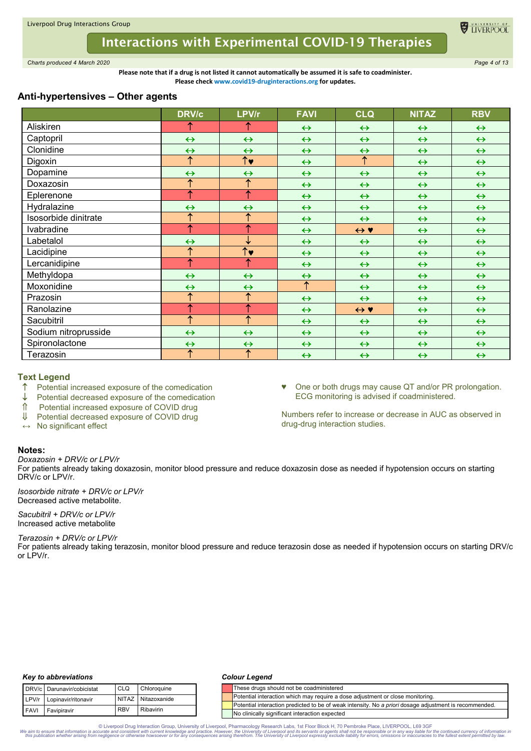# Interactions with Experimental COVID-19 Therapies

*Charts produced 4 March 2020*

**Please note that if a drug is not listed it cannot automatically be assumed it is safe to coadminister. Please check www.covid19-druginteractions.org for updates.**

## Anti-hypertensives – Other agents

| | DRV/c | LPV/r | FAVI | CLQ | NITAZ | RBV |
|---|---|---|---|---|---|---|
| Aliskiren | ↑ | ↑ | ↔ | ↔ | ↔ | ↔ |
| Captopril | ↔ | ↔ | ↔ | ↔ | ↔ | ↔ |
| Clonidine | ↔ | ↔ | ↔ | ↔ | ↔ | ↔ |
| Digoxin | ↑ | ↑♥ | ↔ | ↑ | ↔ | ↔ |
| Dopamine | ↔ | ↔ | ↔ | ↔ | ↔ | ↔ |
| Doxazosin | ↑ | ↑ | ↔ | ↔ | ↔ | ↔ |
| Eplerenone | ↑ | ↑ | ↔ | ↔ | ↔ | ↔ |
| Hydralazine | ↔ | ↔ | ↔ | ↔ | ↔ | ↔ |
| Isosorbide dinitrate | ↑ | ↑ | ↔ | ↔ | ↔ | ↔ |
| Ivabradine | ↑ | ↑ | ↔ | ↔ ♥ | ↔ | ↔ |
| Labetalol | ↔ | ↓ | ↔ | ↔ | ↔ | ↔ |
| Lacidipine | ↑ | ↑♥ | ↔ | ↔ | ↔ | ↔ |
| Lercanidipine | ↑ | ↑ | ↔ | ↔ | ↔ | ↔ |
| Methyldopa | ↔ | ↔ | ↔ | ↔ | ↔ | ↔ |
| Moxonidine | ↔ | ↔ | ↑ | ↔ | ↔ | ↔ |
| Prazosin | ↑ | ↑ | ↔ | ↔ | ↔ | ↔ |
| Ranolazine | ↑ | ↑ | ↔ | ↔ ♥ | ↔ | ↔ |
| Sacubitril | ↑ | ↑ | ↔ | ↔ | ↔ | ↔ |
| Sodium nitroprusside | ↔ | ↔ | ↔ | ↔ | ↔ | ↔ |
| Spironolactone | ↔ | ↔ | ↔ | ↔ | ↔ | ↔ |
| Terazosin | ↑ | ↑ | ↔ | ↔ | ↔ | ↔ |

### Text Legend

- ↑ Potential increased exposure of the comedication
- ↓ Potential decreased exposure of the comedication
- ⇑ Potential increased exposure of COVID drug
- ⇓ Potential decreased exposure of COVID drug
- ↔ No significant effect

♥ One or both drugs may cause QT and/or PR prolongation. ECG monitoring is advised if coadministered.

Numbers refer to increase or decrease in AUC as observed in drug-drug interaction studies.

### Notes:

*Doxazosin + DRV/c or LPV/r*
For patients already taking doxazosin, monitor blood pressure and reduce doxazosin dose as needed if hypotension occurs on starting DRV/c or LPV/r.

*Isosorbide nitrate + DRV/c or LPV/r*
Decreased active metabolite.

*Sacubitril + DRV/c or LPV/r*
Increased active metabolite

*Terazosin + DRV/c or LPV/r*
For patients already taking terazosin, monitor blood pressure and reduce terazosin dose as needed if hypotension occurs on starting DRV/c or LPV/r.

### Key to abbreviations

| | | | |
|---|---|---|---|
| DRV/c | Darunavir/cobicistat | CLQ | Chloroquine |
| LPV/r | Lopinavir/ritonavir | NITAZ | Nitazoxanide |
| FAVI | Favipiravir | RBV | Ribavirin |

### Colour Legend

- These drugs should not be coadministered
- Potential interaction which may require a dose adjustment or close monitoring.
- Potential interaction predicted to be of weak intensity. No *a priori* dosage adjustment is recommended.
- No clinically significant interaction expected

© Liverpool Drug Interaction Group, University of Liverpool, Pharmacology Research Labs, 1st Floor Block H, 70 Pembroke Place, LIVERPOOL, L69 3GF

*We aim to ensure that information is accurate and consistent with current knowledge and practice. However, the University of Liverpool and its servants or agents shall not be responsible or in any way liable for the continued currency of information in this publication whether arising from negligence or otherwise howsoever or for any consequences arising therefrom. The University of Liverpool expressly exclude liability for errors, omissions or inaccuracies to the fullest extent permitted by law.*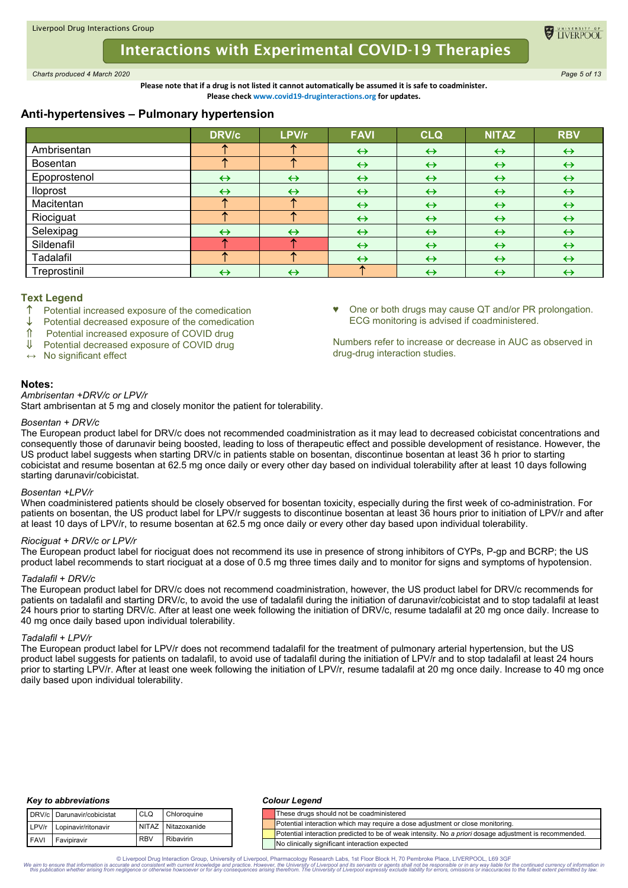Please note that if a drug is not listed it cannot automatically be assumed it is safe to coadminister.
Please check www.covid19-druginteractions.org for updates.

## Anti-hypertensives – Pulmonary hypertension

| | DRV/c | LPV/r | FAVI | CLQ | NITAZ | RBV |
|---|---|---|---|---|---|---|
| Ambrisentan | ↑ | ↑ | ↔ | ↔ | ↔ | ↔ |
| Bosentan | ↑ | ↑ | ↔ | ↔ | ↔ | ↔ |
| Epoprostenol | ↔ | ↔ | ↔ | ↔ | ↔ | ↔ |
| Iloprost | ↔ | ↔ | ↔ | ↔ | ↔ | ↔ |
| Macitentan | ↑ | ↑ | ↔ | ↔ | ↔ | ↔ |
| Riociguat | ↑ | ↑ | ↔ | ↔ | ↔ | ↔ |
| Selexipag | ↔ | ↔ | ↔ | ↔ | ↔ | ↔ |
| Sildenafil | ↑ | ↑ | ↔ | ↔ | ↔ | ↔ |
| Tadalafil | ↑ | ↑ | ↔ | ↔ | ↔ | ↔ |
| Treprostinil | ↔ | ↔ | ↑ | ↔ | ↔ | ↔ |

### Text Legend

- ↑ Potential increased exposure of the comedication
- ↓ Potential decreased exposure of the comedication
- ⇑ Potential increased exposure of COVID drug
- ⇓ Potential decreased exposure of COVID drug
- ↔ No significant effect

♥ One or both drugs may cause QT and/or PR prolongation. ECG monitoring is advised if coadministered.

Numbers refer to increase or decrease in AUC as observed in drug-drug interaction studies.

### Notes:

*Ambrisentan +DRV/c or LPV/r*
Start ambrisentan at 5 mg and closely monitor the patient for tolerability.

*Bosentan + DRV/c*
The European product label for DRV/c does not recommended coadministration as it may lead to decreased cobicistat concentrations and consequently those of darunavir being boosted, leading to loss of therapeutic effect and possible development of resistance. However, the US product label suggests when starting DRV/c in patients stable on bosentan, discontinue bosentan at least 36 h prior to starting cobicistat and resume bosentan at 62.5 mg once daily or every other day based on individual tolerability after at least 10 days following starting darunavir/cobicistat.

*Bosentan +LPV/r*
When coadministered patients should be closely observed for bosentan toxicity, especially during the first week of co-administration. For patients on bosentan, the US product label for LPV/r suggests to discontinue bosentan at least 36 hours prior to initiation of LPV/r and after at least 10 days of LPV/r, to resume bosentan at 62.5 mg once daily or every other day based upon individual tolerability.

*Riociguat + DRV/c or LPV/r*
The European product label for riociguat does not recommend its use in presence of strong inhibitors of CYPs, P-gp and BCRP; the US product label recommends to start riociguat at a dose of 0.5 mg three times daily and to monitor for signs and symptoms of hypotension.

*Tadalafil + DRV/c*
The European product label for DRV/c does not recommend coadministration, however, the US product label for DRV/c recommends for patients on tadalafil and starting DRV/c, to avoid the use of tadalafil during the initiation of darunavir/cobicistat and to stop tadalafil at least 24 hours prior to starting DRV/c. After at least one week following the initiation of DRV/c, resume tadalafil at 20 mg once daily. Increase to 40 mg once daily based upon individual tolerability.

*Tadalafil + LPV/r*
The European product label for LPV/r does not recommend tadalafil for the treatment of pulmonary arterial hypertension, but the US product label suggests for patients on tadalafil, to avoid use of tadalafil during the initiation of LPV/r and to stop tadalafil at least 24 hours prior to starting LPV/r. After at least one week following the initiation of LPV/r, resume tadalafil at 20 mg once daily. Increase to 40 mg once daily based upon individual tolerability.

***Key to abbreviations***

| | | | |
|---|---|---|---|
| DRV/c | Darunavir/cobicistat | CLQ | Chloroquine |
| LPV/r | Lopinavir/ritonavir | NITAZ | Nitazoxanide |
| FAVI | Favipiravir | RBV | Ribavirin |

***Colour Legend***

| Colour | Meaning |
|---|---|
| Red | These drugs should not be coadministered |
| Orange | Potential interaction which may require a dose adjustment or close monitoring. |
| Yellow | Potential interaction predicted to be of weak intensity. No *a priori* dosage adjustment is recommended. |
| Green | No clinically significant interaction expected |

© Liverpool Drug Interaction Group, University of Liverpool, Pharmacology Research Labs, 1st Floor Block H, 70 Pembroke Place, LIVERPOOL, L69 3GF

*We aim to ensure that information is accurate and consistent with current knowledge and practice. However, the University of Liverpool and its servants or agents shall not be responsible or in any way liable for the continued currency of information in this publication whether arising from negligence or otherwise howsoever or for any consequences arising therefrom. The University of Liverpool expressly exclude liability for errors, omissions or inaccuracies to the fullest extent permitted by law.*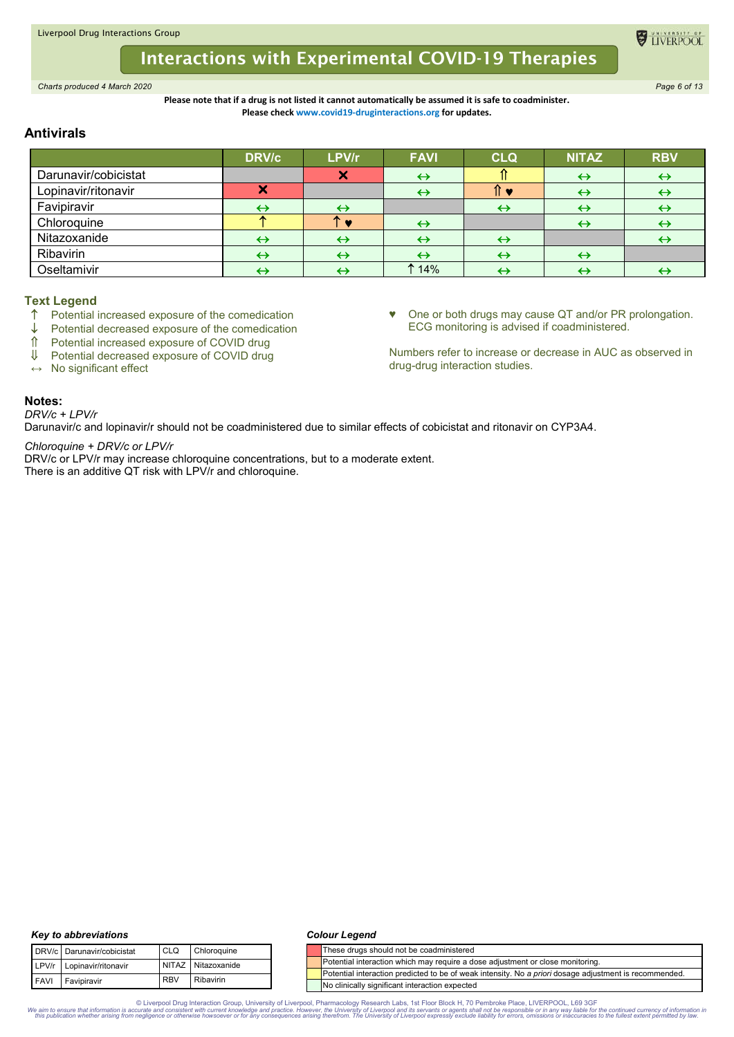Please note that if a drug is not listed it cannot automatically be assumed it is safe to coadminister.
Please check www.covid19-druginteractions.org for updates.

## Antivirals

| | DRV/c | LPV/r | FAVI | CLQ | NITAZ | RBV |
|---|---|---|---|---|---|---|
| Darunavir/cobicistat | | ✖ | ↔ | ⇑ | ↔ | ↔ |
| Lopinavir/ritonavir | ✖ | | ↔ | ⇑ ♥ | ↔ | ↔ |
| Favipiravir | ↔ | ↔ | | ↔ | ↔ | ↔ |
| Chloroquine | ↑ | ↑ ♥ | ↔ | | ↔ | ↔ |
| Nitazoxanide | ↔ | ↔ | ↔ | ↔ | | ↔ |
| Ribavirin | ↔ | ↔ | ↔ | ↔ | ↔ | |
| Oseltamivir | ↔ | ↔ | ↑ 14% | ↔ | ↔ | ↔ |

### Text Legend

- ↑ Potential increased exposure of the comedication
- ↓ Potential decreased exposure of the comedication
- ⇑ Potential increased exposure of COVID drug
- ⇓ Potential decreased exposure of COVID drug
- ↔ No significant effect

♥ One or both drugs may cause QT and/or PR prolongation. ECG monitoring is advised if coadministered.

Numbers refer to increase or decrease in AUC as observed in drug-drug interaction studies.

### Notes:

*DRV/c + LPV/r*

Darunavir/c and lopinavir/r should not be coadministered due to similar effects of cobicistat and ritonavir on CYP3A4.

*Chloroquine + DRV/c or LPV/r*

DRV/c or LPV/r may increase chloroquine concentrations, but to a moderate extent.
There is an additive QT risk with LPV/r and chloroquine.

### *Key to abbreviations*

| | | | |
|---|---|---|---|
| DRV/c | Darunavir/cobicistat | CLQ | Chloroquine |
| LPV/r | Lopinavir/ritonavir | NITAZ | Nitazoxanide |
| FAVI | Favipiravir | RBV | Ribavirin |

### *Colour Legend*

| Colour | Meaning |
|---|---|
| Red | These drugs should not be coadministered |
| Orange | Potential interaction which may require a dose adjustment or close monitoring. |
| Yellow | Potential interaction predicted to be of weak intensity. No *a priori* dosage adjustment is recommended. |
| Green | No clinically significant interaction expected |

© Liverpool Drug Interaction Group, University of Liverpool, Pharmacology Research Labs, 1st Floor Block H, 70 Pembroke Place, LIVERPOOL, L69 3GF

*We aim to ensure that information is accurate and consistent with current knowledge and practice. However, the University of Liverpool and its servants or agents shall not be responsible or in any way liable for the continued currency of information in this publication whether arising from negligence or otherwise howsoever or for any consequences arising therefrom. The University of Liverpool expressly exclude liability for errors, omissions or inaccuracies to the fullest extent permitted by law.*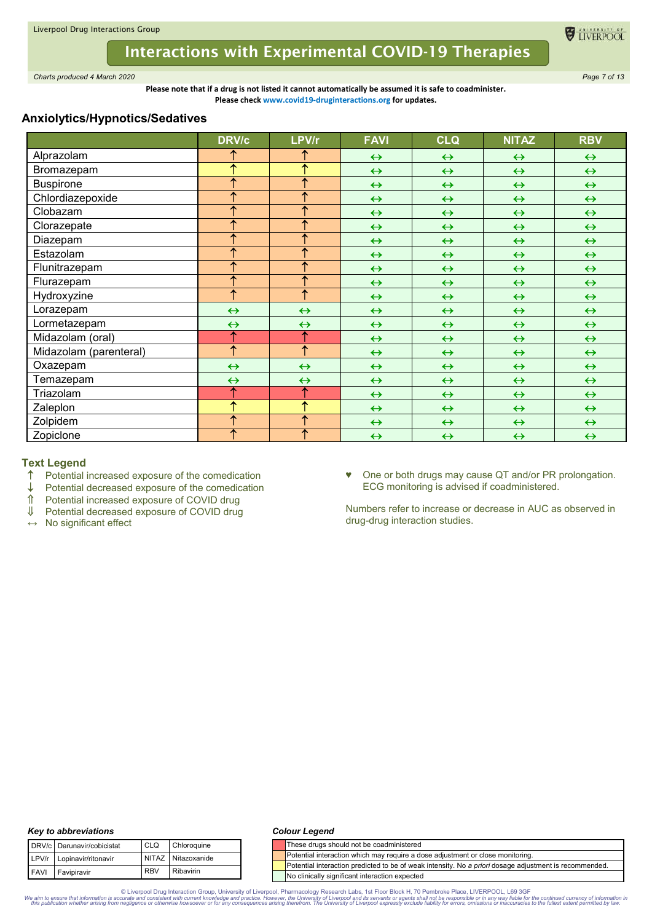**Please note that if a drug is not listed it cannot automatically be assumed it is safe to coadminister.**
**Please check www.covid19-druginteractions.org for updates.**

## Anxiolytics/Hypnotics/Sedatives

| | DRV/c | LPV/r | FAVI | CLQ | NITAZ | RBV |
|---|---|---|---|---|---|---|
| Alprazolam | ↑ | ↑ | ↔ | ↔ | ↔ | ↔ |
| Bromazepam | ↑ | ↑ | ↔ | ↔ | ↔ | ↔ |
| Buspirone | ↑ | ↑ | ↔ | ↔ | ↔ | ↔ |
| Chlordiazepoxide | ↑ | ↑ | ↔ | ↔ | ↔ | ↔ |
| Clobazam | ↑ | ↑ | ↔ | ↔ | ↔ | ↔ |
| Clorazepate | ↑ | ↑ | ↔ | ↔ | ↔ | ↔ |
| Diazepam | ↑ | ↑ | ↔ | ↔ | ↔ | ↔ |
| Estazolam | ↑ | ↑ | ↔ | ↔ | ↔ | ↔ |
| Flunitrazepam | ↑ | ↑ | ↔ | ↔ | ↔ | ↔ |
| Flurazepam | ↑ | ↑ | ↔ | ↔ | ↔ | ↔ |
| Hydroxyzine | ↑ | ↑ | ↔ | ↔ | ↔ | ↔ |
| Lorazepam | ↔ | ↔ | ↔ | ↔ | ↔ | ↔ |
| Lormetazepam | ↔ | ↔ | ↔ | ↔ | ↔ | ↔ |
| Midazolam (oral) | ↑ | ↑ | ↔ | ↔ | ↔ | ↔ |
| Midazolam (parenteral) | ↑ | ↑ | ↔ | ↔ | ↔ | ↔ |
| Oxazepam | ↔ | ↔ | ↔ | ↔ | ↔ | ↔ |
| Temazepam | ↔ | ↔ | ↔ | ↔ | ↔ | ↔ |
| Triazolam | ↑ | ↑ | ↔ | ↔ | ↔ | ↔ |
| Zaleplon | ↑ | ↑ | ↔ | ↔ | ↔ | ↔ |
| Zolpidem | ↑ | ↑ | ↔ | ↔ | ↔ | ↔ |
| Zopiclone | ↑ | ↑ | ↔ | ↔ | ↔ | ↔ |

### Text Legend

- ↑ Potential increased exposure of the comedication
- ↓ Potential decreased exposure of the comedication
- ⇑ Potential increased exposure of COVID drug
- ⇓ Potential decreased exposure of COVID drug
- ↔ No significant effect

♥ One or both drugs may cause QT and/or PR prolongation. ECG monitoring is advised if coadministered.

Numbers refer to increase or decrease in AUC as observed in drug-drug interaction studies.

*Key to abbreviations*

| | | | |
|---|---|---|---|
| DRV/c | Darunavir/cobicistat | CLQ | Chloroquine |
| LPV/r | Lopinavir/ritonavir | NITAZ | Nitazoxanide |
| FAVI | Favipiravir | RBV | Ribavirin |

*Colour Legend*

- Red: These drugs should not be coadministered
- Orange: Potential interaction which may require a dose adjustment or close monitoring.
- Yellow: Potential interaction predicted to be of weak intensity. No *a priori* dosage adjustment is recommended.
- Green: No clinically significant interaction expected

(Colour coding in table: Midazolam (oral) and Triazolam are red for DRV/c and LPV/r; Bromazepam and Zaleplon are yellow for DRV/c and LPV/r; other ↑ entries for DRV/c and LPV/r are orange; all ↔ entries are green.)

© Liverpool Drug Interaction Group, University of Liverpool, Pharmacology Research Labs, 1st Floor Block H, 70 Pembroke Place, LIVERPOOL, L69 3GF

*We aim to ensure that information is accurate and consistent with current knowledge and practice. However, the University of Liverpool and its servants or agents shall not be responsible or in any way liable for the continued currency of information in this publication whether arising from negligence or otherwise howsoever or for any consequences arising therefrom. The University of Liverpool expressly exclude liability for errors, omissions or inaccuracies to the fullest extent permitted by law.*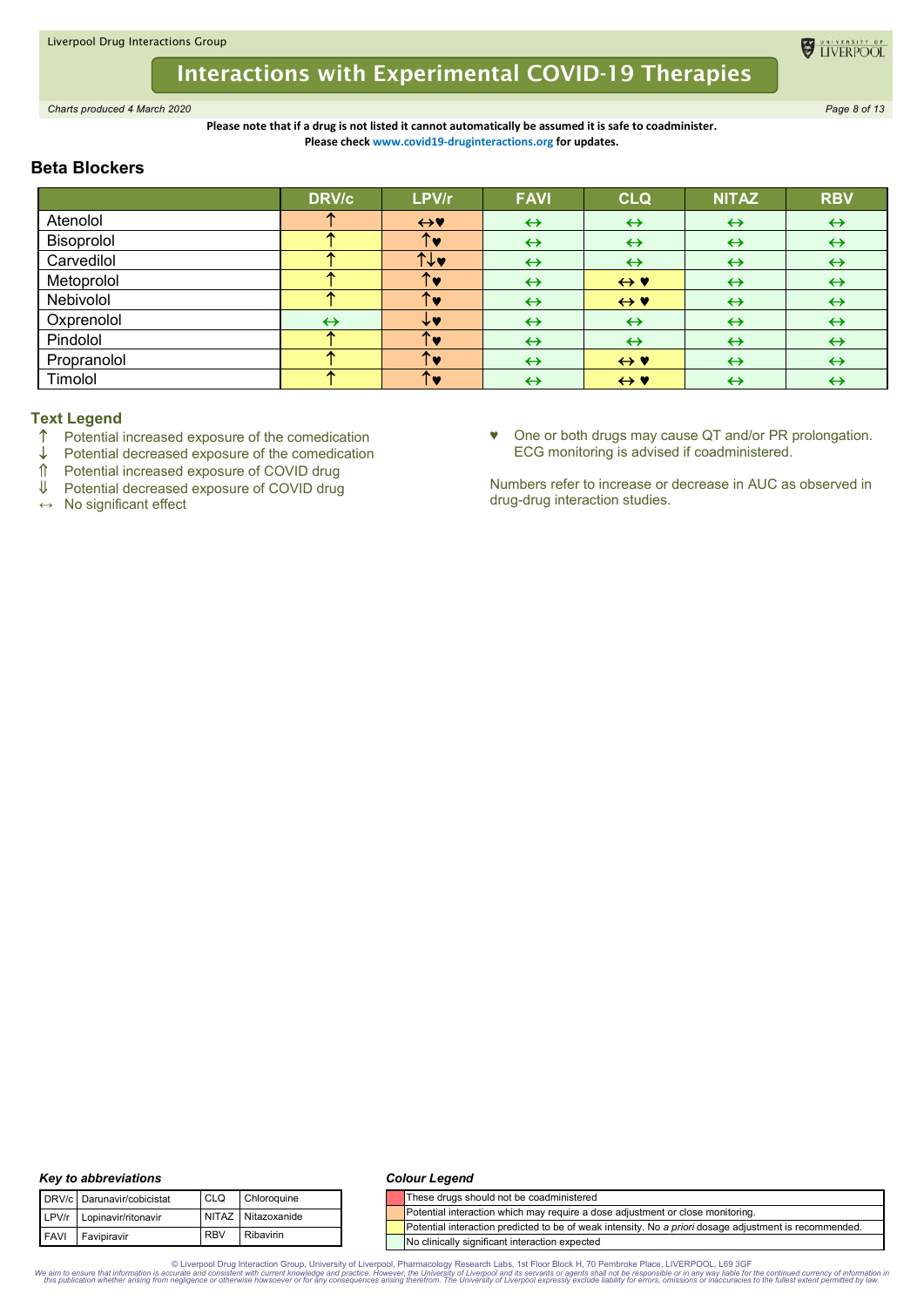Please note that if a drug is not listed it cannot automatically be assumed it is safe to coadminister.
Please check www.covid19-druginteractions.org for updates.

## Beta Blockers

| | DRV/c | LPV/r | FAVI | CLQ | NITAZ | RBV |
|---|---|---|---|---|---|---|
| Atenolol | ↑ | ↔♥ | ↔ | ↔ | ↔ | ↔ |
| Bisoprolol | ↑ | ↑♥ | ↔ | ↔ | ↔ | ↔ |
| Carvedilol | ↑ | ↑↓♥ | ↔ | ↔ | ↔ | ↔ |
| Metoprolol | ↑ | ↑♥ | ↔ | ↔ ♥ | ↔ | ↔ |
| Nebivolol | ↑ | ↑♥ | ↔ | ↔ ♥ | ↔ | ↔ |
| Oxprenolol | ↔ | ↓♥ | ↔ | ↔ | ↔ | ↔ |
| Pindolol | ↑ | ↑♥ | ↔ | ↔ | ↔ | ↔ |
| Propranolol | ↑ | ↑♥ | ↔ | ↔ ♥ | ↔ | ↔ |
| Timolol | ↑ | ↑♥ | ↔ | ↔ ♥ | ↔ | ↔ |

### Text Legend

↑ Potential increased exposure of the comedication
↓ Potential decreased exposure of the comedication
⇑ Potential increased exposure of COVID drug
⇓ Potential decreased exposure of COVID drug
↔ No significant effect

♥ One or both drugs may cause QT and/or PR prolongation. ECG monitoring is advised if coadministered.

Numbers refer to increase or decrease in AUC as observed in drug-drug interaction studies.

*Key to abbreviations*

| | | | |
|---|---|---|---|
| DRV/c | Darunavir/cobicistat | CLQ | Chloroquine |
| LPV/r | Lopinavir/ritonavir | NITAZ | Nitazoxanide |
| FAVI | Favipiravir | RBV | Ribavirin |

*Colour Legend*

- (Red) These drugs should not be coadministered
- (Amber) Potential interaction which may require a dose adjustment or close monitoring.
- (Yellow) Potential interaction predicted to be of weak intensity. No *a priori* dosage adjustment is recommended.
- (Green) No clinically significant interaction expected

© Liverpool Drug Interaction Group, University of Liverpool, Pharmacology Research Labs, 1st Floor Block H, 70 Pembroke Place, LIVERPOOL, L69 3GF
*We aim to ensure that information is accurate and consistent with current knowledge and practice. However, the University of Liverpool and its servants or agents shall not be responsible or in any way liable for the continued currency of information in this publication whether arising from negligence or otherwise howsoever or for any consequences arising therefrom. The University of Liverpool expressly exclude liability for errors, omissions or inaccuracies to the fullest extent permitted by law.*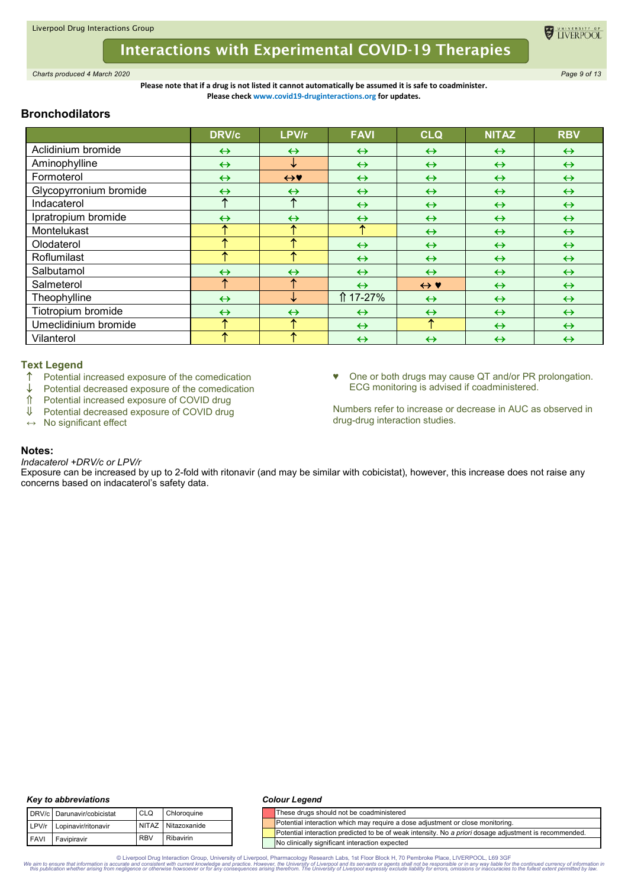Please note that if a drug is not listed it cannot automatically be assumed it is safe to coadminister.
Please check www.covid19-druginteractions.org for updates.

## Bronchodilators

| | DRV/c | LPV/r | FAVI | CLQ | NITAZ | RBV |
|---|---|---|---|---|---|---|
| Aclidinium bromide | ↔ | ↔ | ↔ | ↔ | ↔ | ↔ |
| Aminophylline | ↔ | ↓ | ↔ | ↔ | ↔ | ↔ |
| Formoterol | ↔ | ↔♥ | ↔ | ↔ | ↔ | ↔ |
| Glycopyrronium bromide | ↔ | ↔ | ↔ | ↔ | ↔ | ↔ |
| Indacaterol | ↑ | ↑ | ↔ | ↔ | ↔ | ↔ |
| Ipratropium bromide | ↔ | ↔ | ↔ | ↔ | ↔ | ↔ |
| Montelukast | ↑ | ↑ | ↑ | ↔ | ↔ | ↔ |
| Olodaterol | ↑ | ↑ | ↔ | ↔ | ↔ | ↔ |
| Roflumilast | ↑ | ↑ | ↔ | ↔ | ↔ | ↔ |
| Salbutamol | ↔ | ↔ | ↔ | ↔ | ↔ | ↔ |
| Salmeterol | ↑ | ↑ | ↔ | ↔ ♥ | ↔ | ↔ |
| Theophylline | ↔ | ↓ | ⇑ 17-27% | ↔ | ↔ | ↔ |
| Tiotropium bromide | ↔ | ↔ | ↔ | ↔ | ↔ | ↔ |
| Umeclidinium bromide | ↑ | ↑ | ↔ | ↑ | ↔ | ↔ |
| Vilanterol | ↑ | ↑ | ↔ | ↔ | ↔ | ↔ |

### Text Legend

- ↑ Potential increased exposure of the comedication
- ↓ Potential decreased exposure of the comedication
- ⇑ Potential increased exposure of COVID drug
- ⇓ Potential decreased exposure of COVID drug
- ↔ No significant effect

♥ One or both drugs may cause QT and/or PR prolongation. ECG monitoring is advised if coadministered.

Numbers refer to increase or decrease in AUC as observed in drug-drug interaction studies.

### Notes:

*Indacaterol +DRV/c or LPV/r*
Exposure can be increased by up to 2-fold with ritonavir (and may be similar with cobicistat), however, this increase does not raise any concerns based on indacaterol's safety data.

***Key to abbreviations***

| | | | |
|---|---|---|---|
| DRV/c | Darunavir/cobicistat | CLQ | Chloroquine |
| LPV/r | Lopinavir/ritonavir | NITAZ | Nitazoxanide |
| FAVI | Favipiravir | RBV | Ribavirin |

***Colour Legend***

- Red: These drugs should not be coadministered
- Orange: Potential interaction which may require a dose adjustment or close monitoring.
- Yellow: Potential interaction predicted to be of weak intensity. No *a priori* dosage adjustment is recommended.
- Green: No clinically significant interaction expected

© Liverpool Drug Interaction Group, University of Liverpool, Pharmacology Research Labs, 1st Floor Block H, 70 Pembroke Place, LIVERPOOL, L69 3GF
*We aim to ensure that information is accurate and consistent with current knowledge and practice. However, the University of Liverpool and its servants or agents shall not be responsible or in any way liable for the continued currency of information in this publication whether arising from negligence or otherwise howsoever or for any consequences arising therefrom. The University of Liverpool expressly exclude liability for errors, omissions or inaccuracies to the fullest extent permitted by law.*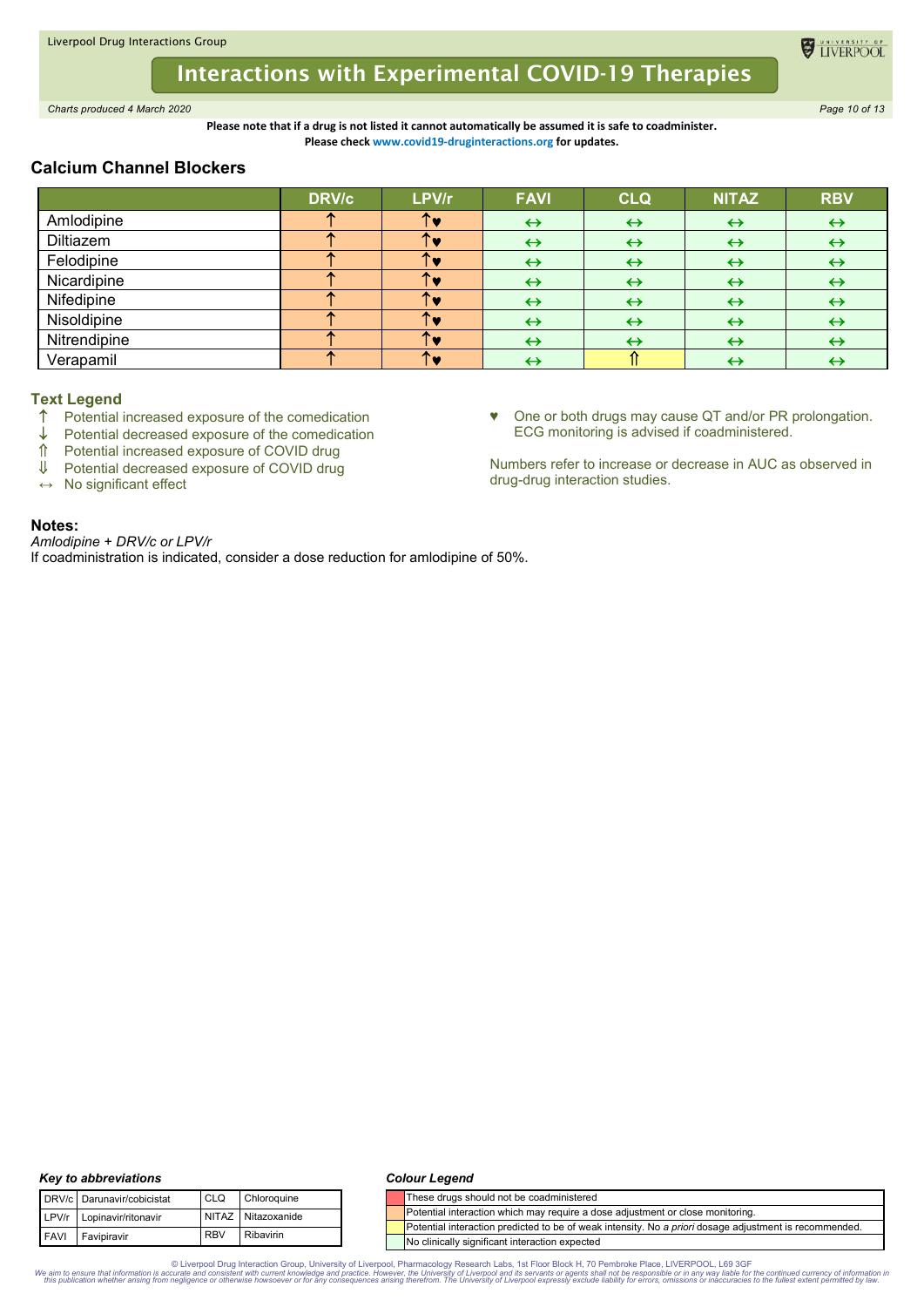Please note that if a drug is not listed it cannot automatically be assumed it is safe to coadminister.
Please check www.covid19-druginteractions.org for updates.

## Calcium Channel Blockers

| | DRV/c | LPV/r | FAVI | CLQ | NITAZ | RBV |
|---|---|---|---|---|---|---|
| Amlodipine | ↑ | ↑♥ | ↔ | ↔ | ↔ | ↔ |
| Diltiazem | ↑ | ↑♥ | ↔ | ↔ | ↔ | ↔ |
| Felodipine | ↑ | ↑♥ | ↔ | ↔ | ↔ | ↔ |
| Nicardipine | ↑ | ↑♥ | ↔ | ↔ | ↔ | ↔ |
| Nifedipine | ↑ | ↑♥ | ↔ | ↔ | ↔ | ↔ |
| Nisoldipine | ↑ | ↑♥ | ↔ | ↔ | ↔ | ↔ |
| Nitrendipine | ↑ | ↑♥ | ↔ | ↔ | ↔ | ↔ |
| Verapamil | ↑ | ↑♥ | ↔ | ⇑ | ↔ | ↔ |

### Text Legend

- ↑ Potential increased exposure of the comedication
- ↓ Potential decreased exposure of the comedication
- ⇑ Potential increased exposure of COVID drug
- ⇓ Potential decreased exposure of COVID drug
- ↔ No significant effect

♥ One or both drugs may cause QT and/or PR prolongation. ECG monitoring is advised if coadministered.

Numbers refer to increase or decrease in AUC as observed in drug-drug interaction studies.

### Notes:

*Amlodipine + DRV/c or LPV/r*
If coadministration is indicated, consider a dose reduction for amlodipine of 50%.

#### *Key to abbreviations*

| | | | |
|---|---|---|---|
| DRV/c | Darunavir/cobicistat | CLQ | Chloroquine |
| LPV/r | Lopinavir/ritonavir | NITAZ | Nitazoxanide |
| FAVI | Favipiravir | RBV | Ribavirin |

#### *Colour Legend*

| Colour | Meaning |
|---|---|
| Red | These drugs should not be coadministered |
| Orange | Potential interaction which may require a dose adjustment or close monitoring. |
| Yellow | Potential interaction predicted to be of weak intensity. No *a priori* dosage adjustment is recommended. |
| Green | No clinically significant interaction expected |

© Liverpool Drug Interaction Group, University of Liverpool, Pharmacology Research Labs, 1st Floor Block H, 70 Pembroke Place, LIVERPOOL, L69 3GF
We aim to ensure that information is accurate and consistent with current knowledge and practice. However, the University of Liverpool and its servants or agents shall not be responsible or in any way liable for the continued currency of information in this publication whether arising from negligence or otherwise howsoever or for any consequences arising therefrom. The University of Liverpool expressly exclude liability for errors, omissions or inaccuracies to the fullest extent permitted by law.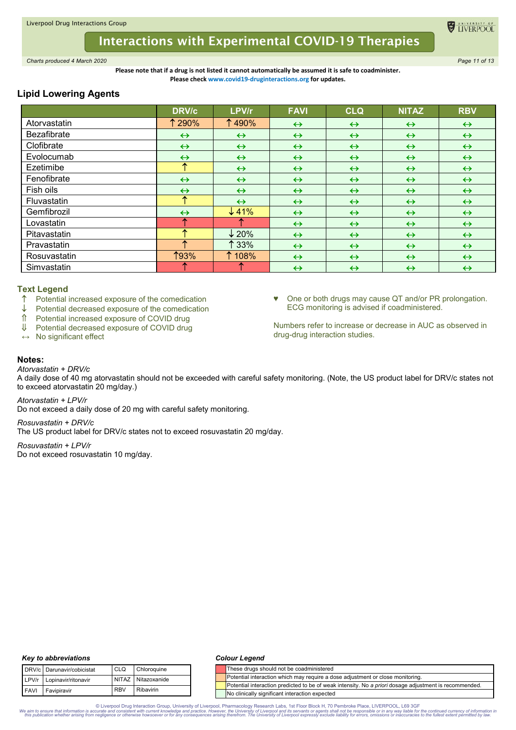Please note that if a drug is not listed it cannot automatically be assumed it is safe to coadminister.
Please check www.covid19-druginteractions.org for updates.

## Lipid Lowering Agents

| | DRV/c | LPV/r | FAVI | CLQ | NITAZ | RBV |
|---|---|---|---|---|---|---|
| Atorvastatin | ↑ 290% | ↑ 490% | ↔ | ↔ | ↔ | ↔ |
| Bezafibrate | ↔ | ↔ | ↔ | ↔ | ↔ | ↔ |
| Clofibrate | ↔ | ↔ | ↔ | ↔ | ↔ | ↔ |
| Evolocumab | ↔ | ↔ | ↔ | ↔ | ↔ | ↔ |
| Ezetimibe | ↑ | ↔ | ↔ | ↔ | ↔ | ↔ |
| Fenofibrate | ↔ | ↔ | ↔ | ↔ | ↔ | ↔ |
| Fish oils | ↔ | ↔ | ↔ | ↔ | ↔ | ↔ |
| Fluvastatin | ↑ | ↔ | ↔ | ↔ | ↔ | ↔ |
| Gemfibrozil | ↔ | ↓ 41% | ↔ | ↔ | ↔ | ↔ |
| Lovastatin | ↑ | ↑ | ↔ | ↔ | ↔ | ↔ |
| Pitavastatin | ↑ | ↓ 20% | ↔ | ↔ | ↔ | ↔ |
| Pravastatin | ↑ | ↑ 33% | ↔ | ↔ | ↔ | ↔ |
| Rosuvastatin | ↑93% | ↑ 108% | ↔ | ↔ | ↔ | ↔ |
| Simvastatin | ↑ | ↑ | ↔ | ↔ | ↔ | ↔ |

### Text Legend

- ↑ Potential increased exposure of the comedication
- ↓ Potential decreased exposure of the comedication
- ⇑ Potential increased exposure of COVID drug
- ⇓ Potential decreased exposure of COVID drug
- ↔ No significant effect

♥ One or both drugs may cause QT and/or PR prolongation. ECG monitoring is advised if coadministered.

Numbers refer to increase or decrease in AUC as observed in drug-drug interaction studies.

### Notes:

*Atorvastatin + DRV/c*
A daily dose of 40 mg atorvastatin should not be exceeded with careful safety monitoring. (Note, the US product label for DRV/c states not to exceed atorvastatin 20 mg/day.)

*Atorvastatin + LPV/r*
Do not exceed a daily dose of 20 mg with careful safety monitoring.

*Rosuvastatin + DRV/c*
The US product label for DRV/c states not to exceed rosuvastatin 20 mg/day.

*Rosuvastatin + LPV/r*
Do not exceed rosuvastatin 10 mg/day.

***Key to abbreviations***

| | | | |
|---|---|---|---|
| DRV/c | Darunavir/cobicistat | CLQ | Chloroquine |
| LPV/r | Lopinavir/ritonavir | NITAZ | Nitazoxanide |
| FAVI | Favipiravir | RBV | Ribavirin |

***Colour Legend***

| Colour | Meaning |
|---|---|
| Red | These drugs should not be coadministered |
| Orange | Potential interaction which may require a dose adjustment or close monitoring. |
| Yellow | Potential interaction predicted to be of weak intensity. No *a priori* dosage adjustment is recommended. |
| Green | No clinically significant interaction expected |

© Liverpool Drug Interaction Group, University of Liverpool, Pharmacology Research Labs, 1st Floor Block H, 70 Pembroke Place, LIVERPOOL, L69 3GF
*We aim to ensure that information is accurate and consistent with current knowledge and practice. However, the University of Liverpool and its servants or agents shall not be responsible or in any way liable for the continued currency of information in this publication whether arising from negligence or otherwise howsoever or for any consequences arising therefrom. The University of Liverpool expressly exclude liability for errors, omissions or inaccuracies to the fullest extent permitted by law.*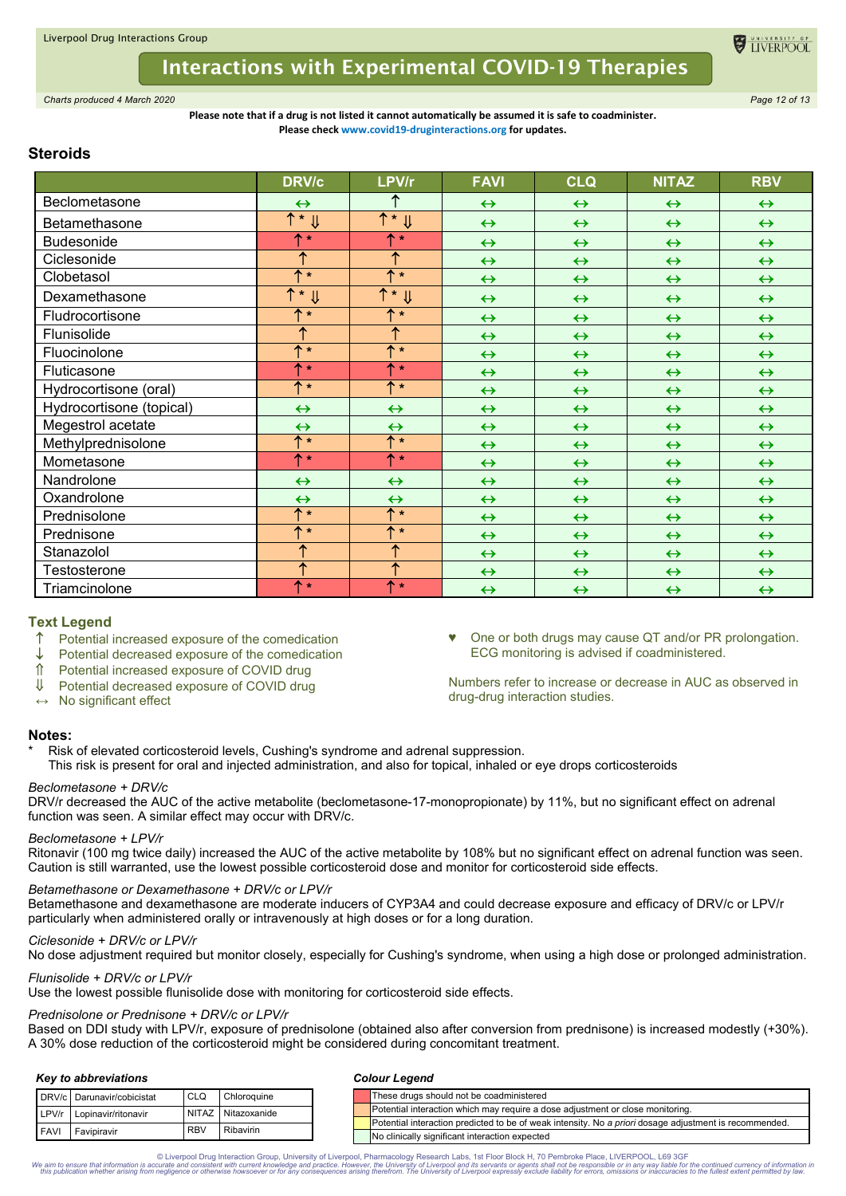Please note that if a drug is not listed it cannot automatically be assumed it is safe to coadminister.
Please check www.covid19-druginteractions.org for updates.

## Steroids

| | DRV/c | LPV/r | FAVI | CLQ | NITAZ | RBV |
|---|---|---|---|---|---|---|
| Beclometasone | ↔ | ↑ | ↔ | ↔ | ↔ | ↔ |
| Betamethasone | ↑* ⇓ | ↑* ⇓ | ↔ | ↔ | ↔ | ↔ |
| Budesonide | ↑* | ↑* | ↔ | ↔ | ↔ | ↔ |
| Ciclesonide | ↑ | ↑ | ↔ | ↔ | ↔ | ↔ |
| Clobetasol | ↑* | ↑* | ↔ | ↔ | ↔ | ↔ |
| Dexamethasone | ↑* ⇓ | ↑* ⇓ | ↔ | ↔ | ↔ | ↔ |
| Fludrocortisone | ↑* | ↑* | ↔ | ↔ | ↔ | ↔ |
| Flunisolide | ↑ | ↑ | ↔ | ↔ | ↔ | ↔ |
| Fluocinolone | ↑* | ↑* | ↔ | ↔ | ↔ | ↔ |
| Fluticasone | ↑* | ↑* | ↔ | ↔ | ↔ | ↔ |
| Hydrocortisone (oral) | ↑* | ↑* | ↔ | ↔ | ↔ | ↔ |
| Hydrocortisone (topical) | ↔ | ↔ | ↔ | ↔ | ↔ | ↔ |
| Megestrol acetate | ↔ | ↔ | ↔ | ↔ | ↔ | ↔ |
| Methylprednisolone | ↑* | ↑* | ↔ | ↔ | ↔ | ↔ |
| Mometasone | ↑* | ↑* | ↔ | ↔ | ↔ | ↔ |
| Nandrolone | ↔ | ↔ | ↔ | ↔ | ↔ | ↔ |
| Oxandrolone | ↔ | ↔ | ↔ | ↔ | ↔ | ↔ |
| Prednisolone | ↑* | ↑* | ↔ | ↔ | ↔ | ↔ |
| Prednisone | ↑* | ↑* | ↔ | ↔ | ↔ | ↔ |
| Stanazolol | ↑ | ↑ | ↔ | ↔ | ↔ | ↔ |
| Testosterone | ↑ | ↑ | ↔ | ↔ | ↔ | ↔ |
| Triamcinolone | ↑* | ↑* | ↔ | ↔ | ↔ | ↔ |

### Text Legend

- ↑ Potential increased exposure of the comedication
- ↓ Potential decreased exposure of the comedication
- ⇑ Potential increased exposure of COVID drug
- ⇓ Potential decreased exposure of COVID drug
- ↔ No significant effect

♥ One or both drugs may cause QT and/or PR prolongation. ECG monitoring is advised if coadministered.

Numbers refer to increase or decrease in AUC as observed in drug-drug interaction studies.

### Notes:

\* Risk of elevated corticosteroid levels, Cushing's syndrome and adrenal suppression.
This risk is present for oral and injected administration, and also for topical, inhaled or eye drops corticosteroids

*Beclometasone + DRV/c*
DRV/r decreased the AUC of the active metabolite (beclometasone-17-monopropionate) by 11%, but no significant effect on adrenal function was seen. A similar effect may occur with DRV/c.

*Beclometasone + LPV/r*
Ritonavir (100 mg twice daily) increased the AUC of the active metabolite by 108% but no significant effect on adrenal function was seen. Caution is still warranted, use the lowest possible corticosteroid dose and monitor for corticosteroid side effects.

*Betamethasone or Dexamethasone + DRV/c or LPV/r*
Betamethasone and dexamethasone are moderate inducers of CYP3A4 and could decrease exposure and efficacy of DRV/c or LPV/r particularly when administered orally or intravenously at high doses or for a long duration.

*Ciclesonide + DRV/c or LPV/r*
No dose adjustment required but monitor closely, especially for Cushing's syndrome, when using a high dose or prolonged administration.

*Flunisolide + DRV/c or LPV/r*
Use the lowest possible flunisolide dose with monitoring for corticosteroid side effects.

*Prednisolone or Prednisone + DRV/c or LPV/r*
Based on DDI study with LPV/r, exposure of prednisolone (obtained also after conversion from prednisone) is increased modestly (+30%). A 30% dose reduction of the corticosteroid might be considered during concomitant treatment.

### *Key to abbreviations*

| | | | |
|---|---|---|---|
| DRV/c | Darunavir/cobicistat | CLQ | Chloroquine |
| LPV/r | Lopinavir/ritonavir | NITAZ | Nitazoxanide |
| FAVI | Favipiravir | RBV | Ribavirin |

### *Colour Legend*

| Colour | Meaning |
|---|---|
| Red | These drugs should not be coadministered |
| Orange | Potential interaction which may require a dose adjustment or close monitoring. |
| Yellow | Potential interaction predicted to be of weak intensity. No *a priori* dosage adjustment is recommended. |
| Green | No clinically significant interaction expected |

© Liverpool Drug Interaction Group, University of Liverpool, Pharmacology Research Labs, 1st Floor Block H, 70 Pembroke Place, LIVERPOOL, L69 3GF
*We aim to ensure that information is accurate and consistent with current knowledge and practice. However, the University of Liverpool and its servants or agents shall not be responsible or in any way liable for the continued currency of information in this publication whether arising from negligence or otherwise howsoever or for any consequences arising therefrom. The University of Liverpool expressly exclude liability for errors, omissions or inaccuracies to the fullest extent permitted by law.*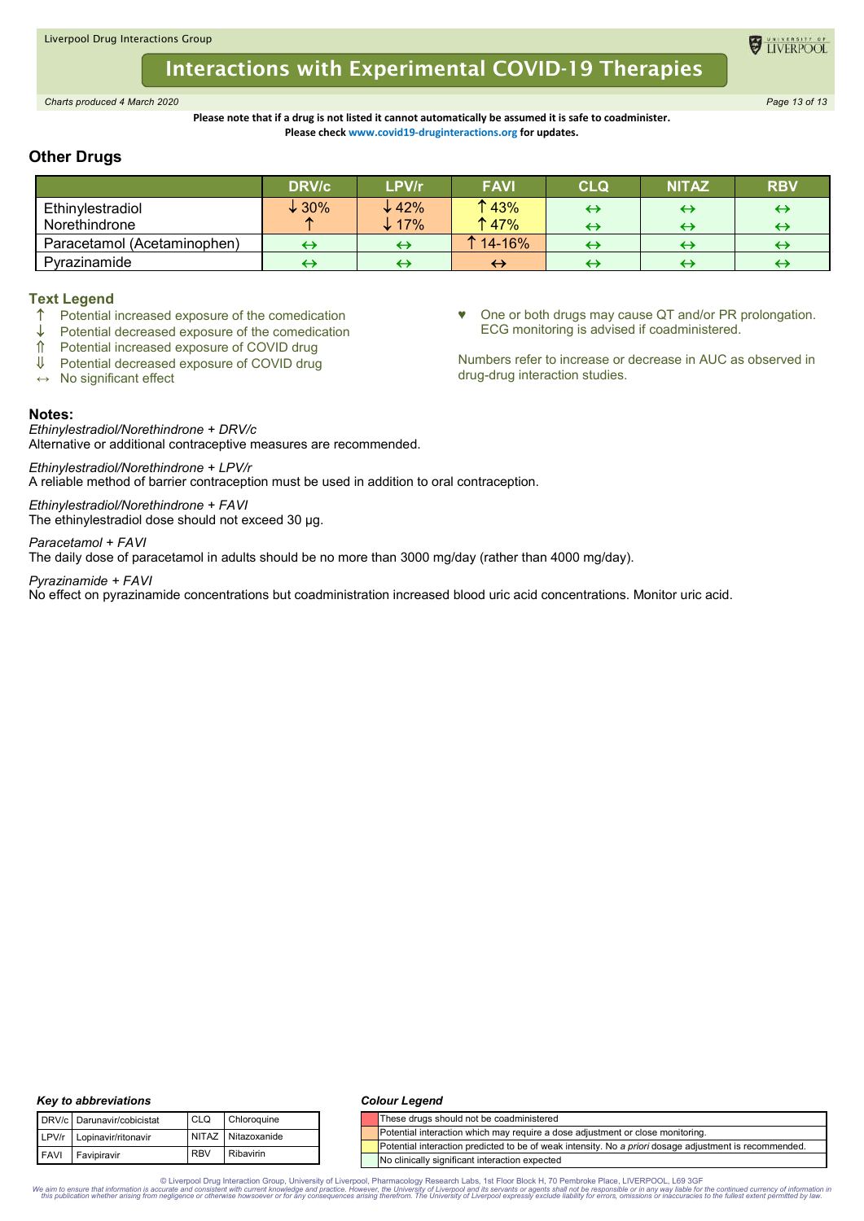Please note that if a drug is not listed it cannot automatically be assumed it is safe to coadminister.
Please check www.covid19-druginteractions.org for updates.

## Other Drugs

| | DRV/c | LPV/r | FAVI | CLQ | NITAZ | RBV |
|---|---|---|---|---|---|---|
| Ethinylestradiol<br>Norethindrone | ↓30%<br>↑ | ↓42%<br>↓17% | ↑43%<br>↑47% | ↔<br>↔ | ↔<br>↔ | ↔<br>↔ |
| Paracetamol (Acetaminophen) | ↔ | ↔ | ↑14-16% | ↔ | ↔ | ↔ |
| Pyrazinamide | ↔ | ↔ | ↔ | ↔ | ↔ | ↔ |

### Text Legend

- ↑ Potential increased exposure of the comedication
- ↓ Potential decreased exposure of the comedication
- ⇑ Potential increased exposure of COVID drug
- ⇓ Potential decreased exposure of COVID drug
- ↔ No significant effect

♥ One or both drugs may cause QT and/or PR prolongation. ECG monitoring is advised if coadministered.

Numbers refer to increase or decrease in AUC as observed in drug-drug interaction studies.

### Notes:

*Ethinylestradiol/Norethindrone + DRV/c*
Alternative or additional contraceptive measures are recommended.

*Ethinylestradiol/Norethindrone + LPV/r*
A reliable method of barrier contraception must be used in addition to oral contraception.

*Ethinylestradiol/Norethindrone + FAVI*
The ethinylestradiol dose should not exceed 30 µg.

*Paracetamol + FAVI*
The daily dose of paracetamol in adults should be no more than 3000 mg/day (rather than 4000 mg/day).

*Pyrazinamide + FAVI*
No effect on pyrazinamide concentrations but coadministration increased blood uric acid concentrations. Monitor uric acid.

***Key to abbreviations***

| | | | |
|---|---|---|---|
| DRV/c | Darunavir/cobicistat | CLQ | Chloroquine |
| LPV/r | Lopinavir/ritonavir | NITAZ | Nitazoxanide |
| FAVI | Favipiravir | RBV | Ribavirin |

***Colour Legend***

| | |
|---|---|
| Red | These drugs should not be coadministered |
| Orange | Potential interaction which may require a dose adjustment or close monitoring. |
| Yellow | Potential interaction predicted to be of weak intensity. No *a priori* dosage adjustment is recommended. |
| Green | No clinically significant interaction expected |

© Liverpool Drug Interaction Group, University of Liverpool, Pharmacology Research Labs, 1st Floor Block H, 70 Pembroke Place, LIVERPOOL, L69 3GF
*We aim to ensure that information is accurate and consistent with current knowledge and practice. However, the University of Liverpool and its servants or agents shall not be responsible or in any way liable for the continued currency of information in this publication whether arising from negligence or otherwise howsoever or for any consequences arising therefrom. The University of Liverpool expressly exclude liability for errors, omissions or inaccuracies to the fullest extent permitted by law.*